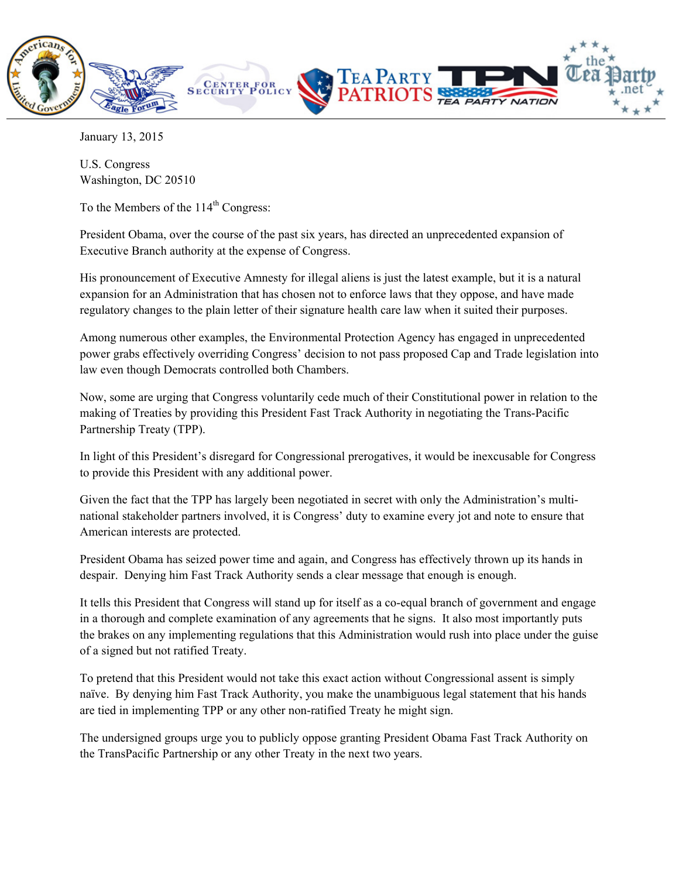January 13, 2015

U.S. Congress
Washington, DC 20510

To the Members of the 114th Congress:

President Obama, over the course of the past six years, has directed an unprecedented expansion of Executive Branch authority at the expense of Congress.

His pronouncement of Executive Amnesty for illegal aliens is just the latest example, but it is a natural expansion for an Administration that has chosen not to enforce laws that they oppose, and have made regulatory changes to the plain letter of their signature health care law when it suited their purposes.

Among numerous other examples, the Environmental Protection Agency has engaged in unprecedented power grabs effectively overriding Congress' decision to not pass proposed Cap and Trade legislation into law even though Democrats controlled both Chambers.

Now, some are urging that Congress voluntarily cede much of their Constitutional power in relation to the making of Treaties by providing this President Fast Track Authority in negotiating the Trans-Pacific Partnership Treaty (TPP).

In light of this President's disregard for Congressional prerogatives, it would be inexcusable for Congress to provide this President with any additional power.

Given the fact that the TPP has largely been negotiated in secret with only the Administration's multi-national stakeholder partners involved, it is Congress' duty to examine every jot and note to ensure that American interests are protected.

President Obama has seized power time and again, and Congress has effectively thrown up its hands in despair. Denying him Fast Track Authority sends a clear message that enough is enough.

It tells this President that Congress will stand up for itself as a co-equal branch of government and engage in a thorough and complete examination of any agreements that he signs. It also most importantly puts the brakes on any implementing regulations that this Administration would rush into place under the guise of a signed but not ratified Treaty.

To pretend that this President would not take this exact action without Congressional assent is simply naïve. By denying him Fast Track Authority, you make the unambiguous legal statement that his hands are tied in implementing TPP or any other non-ratified Treaty he might sign.

The undersigned groups urge you to publicly oppose granting President Obama Fast Track Authority on the TransPacific Partnership or any other Treaty in the next two years.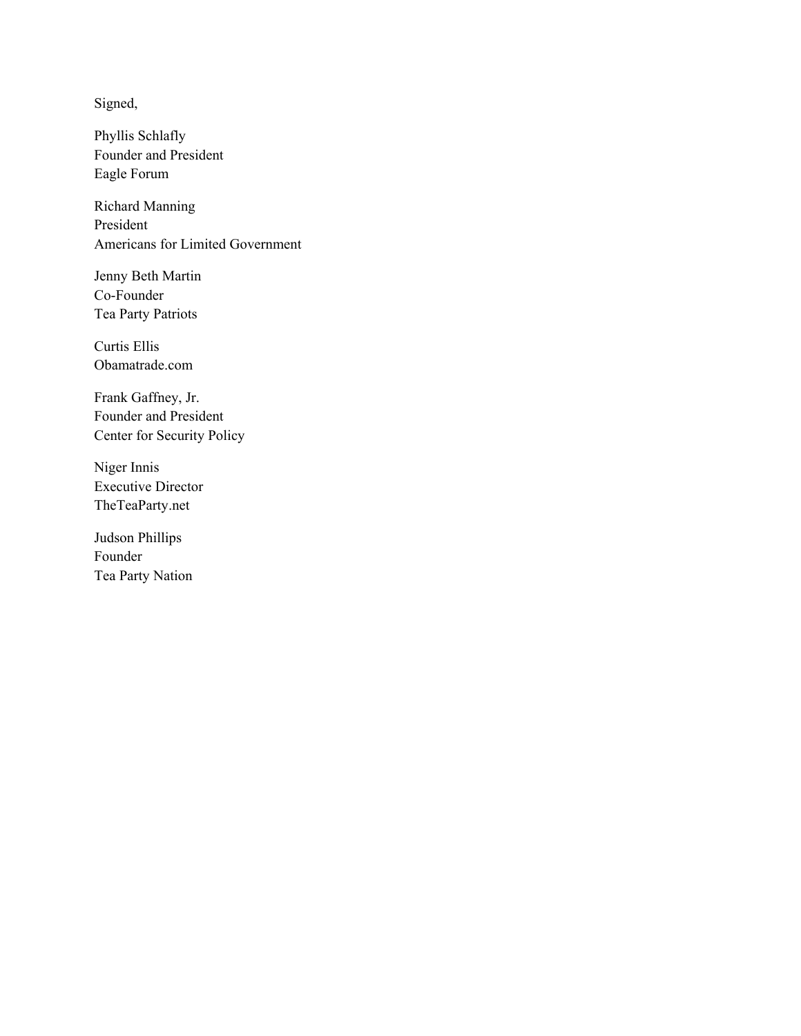Signed,

Phyllis Schlafly
Founder and President
Eagle Forum

Richard Manning
President
Americans for Limited Government

Jenny Beth Martin
Co-Founder
Tea Party Patriots

Curtis Ellis
Obamatrade.com

Frank Gaffney, Jr.
Founder and President
Center for Security Policy

Niger Innis
Executive Director
TheTeaParty.net

Judson Phillips
Founder
Tea Party Nation